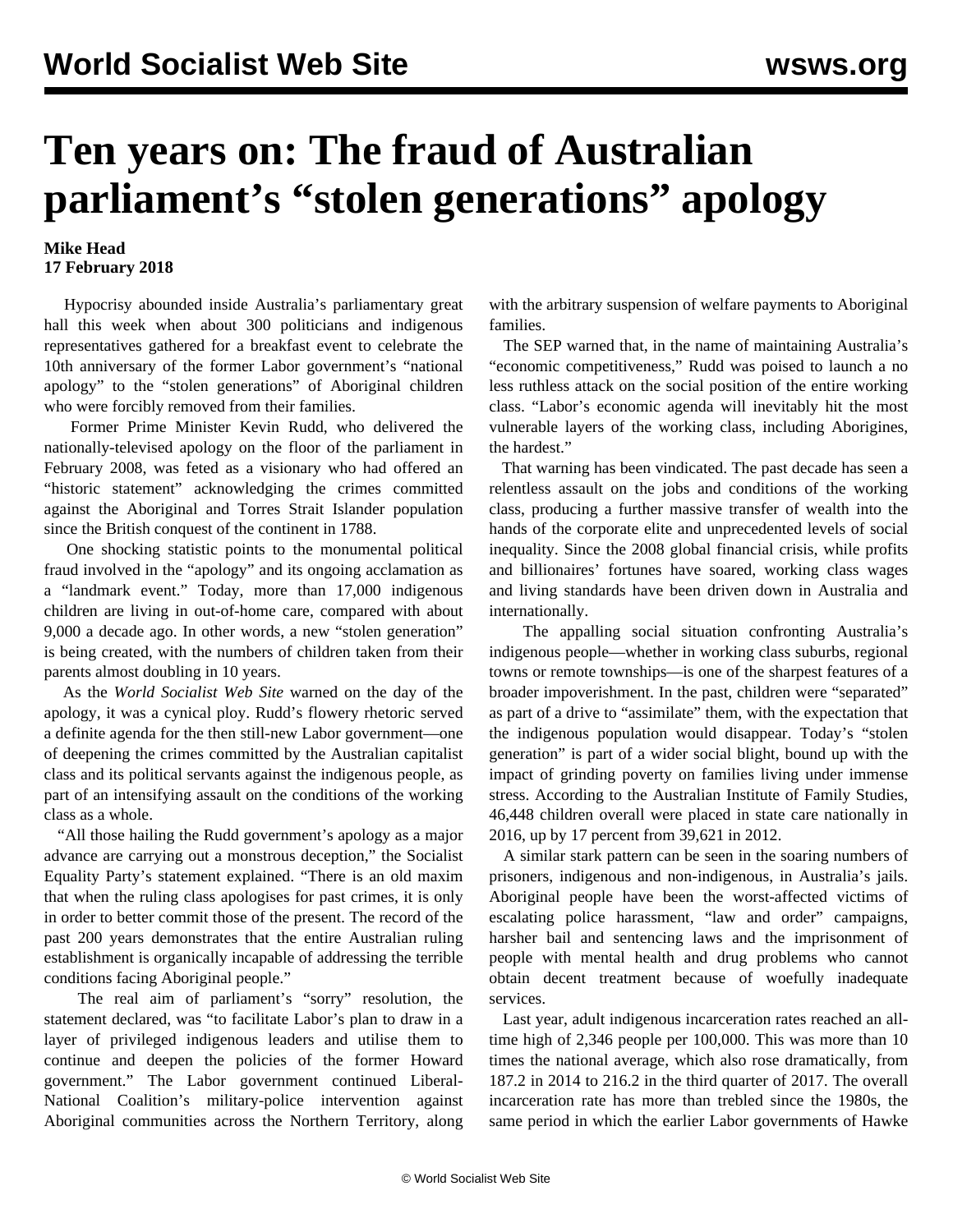# Ten years on: The fraud of Australian parliament's "stolen generations" apology

**Mike Head**
**17 February 2018**

Hypocrisy abounded inside Australia's parliamentary great hall this week when about 300 politicians and indigenous representatives gathered for a breakfast event to celebrate the 10th anniversary of the former Labor government's "national apology" to the "stolen generations" of Aboriginal children who were forcibly removed from their families.

Former Prime Minister Kevin Rudd, who delivered the nationally-televised apology on the floor of the parliament in February 2008, was feted as a visionary who had offered an "historic statement" acknowledging the crimes committed against the Aboriginal and Torres Strait Islander population since the British conquest of the continent in 1788.

One shocking statistic points to the monumental political fraud involved in the "apology" and its ongoing acclamation as a "landmark event." Today, more than 17,000 indigenous children are living in out-of-home care, compared with about 9,000 a decade ago. In other words, a new "stolen generation" is being created, with the numbers of children taken from their parents almost doubling in 10 years.

As the *World Socialist Web Site* warned on the day of the apology, it was a cynical ploy. Rudd's flowery rhetoric served a definite agenda for the then still-new Labor government—one of deepening the crimes committed by the Australian capitalist class and its political servants against the indigenous people, as part of an intensifying assault on the conditions of the working class as a whole.

"All those hailing the Rudd government's apology as a major advance are carrying out a monstrous deception," the Socialist Equality Party's statement explained. "There is an old maxim that when the ruling class apologises for past crimes, it is only in order to better commit those of the present. The record of the past 200 years demonstrates that the entire Australian ruling establishment is organically incapable of addressing the terrible conditions facing Aboriginal people."

The real aim of parliament's "sorry" resolution, the statement declared, was "to facilitate Labor's plan to draw in a layer of privileged indigenous leaders and utilise them to continue and deepen the policies of the former Howard government." The Labor government continued Liberal-National Coalition's military-police intervention against Aboriginal communities across the Northern Territory, along with the arbitrary suspension of welfare payments to Aboriginal families.

The SEP warned that, in the name of maintaining Australia's "economic competitiveness," Rudd was poised to launch a no less ruthless attack on the social position of the entire working class. "Labor's economic agenda will inevitably hit the most vulnerable layers of the working class, including Aborigines, the hardest."

That warning has been vindicated. The past decade has seen a relentless assault on the jobs and conditions of the working class, producing a further massive transfer of wealth into the hands of the corporate elite and unprecedented levels of social inequality. Since the 2008 global financial crisis, while profits and billionaires' fortunes have soared, working class wages and living standards have been driven down in Australia and internationally.

The appalling social situation confronting Australia's indigenous people—whether in working class suburbs, regional towns or remote townships—is one of the sharpest features of a broader impoverishment. In the past, children were "separated" as part of a drive to "assimilate" them, with the expectation that the indigenous population would disappear. Today's "stolen generation" is part of a wider social blight, bound up with the impact of grinding poverty on families living under immense stress. According to the Australian Institute of Family Studies, 46,448 children overall were placed in state care nationally in 2016, up by 17 percent from 39,621 in 2012.

A similar stark pattern can be seen in the soaring numbers of prisoners, indigenous and non-indigenous, in Australia's jails. Aboriginal people have been the worst-affected victims of escalating police harassment, "law and order" campaigns, harsher bail and sentencing laws and the imprisonment of people with mental health and drug problems who cannot obtain decent treatment because of woefully inadequate services.

Last year, adult indigenous incarceration rates reached an all-time high of 2,346 people per 100,000. This was more than 10 times the national average, which also rose dramatically, from 187.2 in 2014 to 216.2 in the third quarter of 2017. The overall incarceration rate has more than trebled since the 1980s, the same period in which the earlier Labor governments of Hawke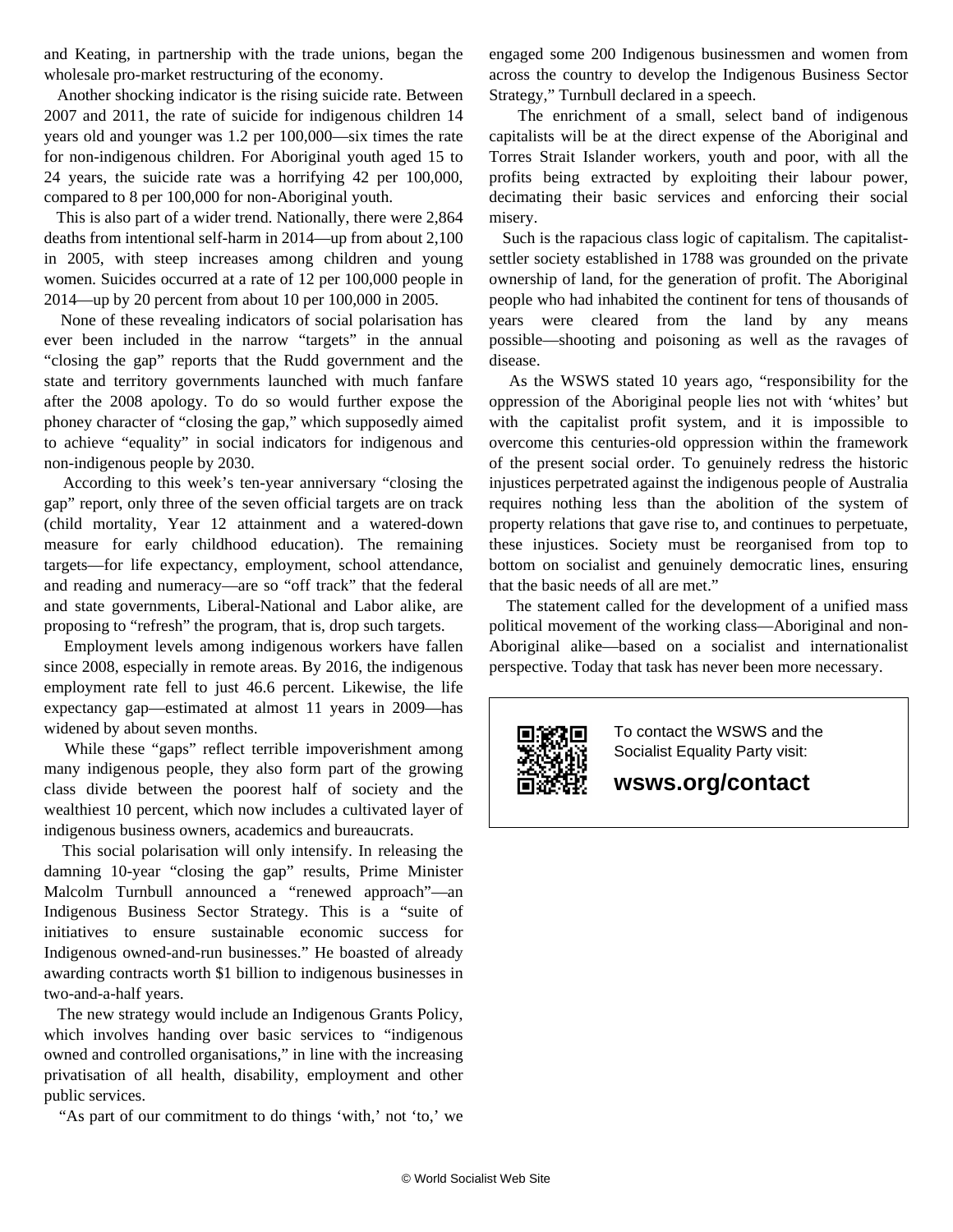and Keating, in partnership with the trade unions, began the wholesale pro-market restructuring of the economy.

Another shocking indicator is the rising suicide rate. Between 2007 and 2011, the rate of suicide for indigenous children 14 years old and younger was 1.2 per 100,000—six times the rate for non-indigenous children. For Aboriginal youth aged 15 to 24 years, the suicide rate was a horrifying 42 per 100,000, compared to 8 per 100,000 for non-Aboriginal youth.

This is also part of a wider trend. Nationally, there were 2,864 deaths from intentional self-harm in 2014—up from about 2,100 in 2005, with steep increases among children and young women. Suicides occurred at a rate of 12 per 100,000 people in 2014—up by 20 percent from about 10 per 100,000 in 2005.

None of these revealing indicators of social polarisation has ever been included in the narrow "targets" in the annual "closing the gap" reports that the Rudd government and the state and territory governments launched with much fanfare after the 2008 apology. To do so would further expose the phoney character of "closing the gap," which supposedly aimed to achieve "equality" in social indicators for indigenous and non-indigenous people by 2030.

According to this week's ten-year anniversary "closing the gap" report, only three of the seven official targets are on track (child mortality, Year 12 attainment and a watered-down measure for early childhood education). The remaining targets—for life expectancy, employment, school attendance, and reading and numeracy—are so "off track" that the federal and state governments, Liberal-National and Labor alike, are proposing to "refresh" the program, that is, drop such targets.

Employment levels among indigenous workers have fallen since 2008, especially in remote areas. By 2016, the indigenous employment rate fell to just 46.6 percent. Likewise, the life expectancy gap—estimated at almost 11 years in 2009—has widened by about seven months.

While these "gaps" reflect terrible impoverishment among many indigenous people, they also form part of the growing class divide between the poorest half of society and the wealthiest 10 percent, which now includes a cultivated layer of indigenous business owners, academics and bureaucrats.

This social polarisation will only intensify. In releasing the damning 10-year "closing the gap" results, Prime Minister Malcolm Turnbull announced a "renewed approach"—an Indigenous Business Sector Strategy. This is a "suite of initiatives to ensure sustainable economic success for Indigenous owned-and-run businesses." He boasted of already awarding contracts worth $1 billion to indigenous businesses in two-and-a-half years.

The new strategy would include an Indigenous Grants Policy, which involves handing over basic services to "indigenous owned and controlled organisations," in line with the increasing privatisation of all health, disability, employment and other public services.

"As part of our commitment to do things 'with,' not 'to,' we engaged some 200 Indigenous businessmen and women from across the country to develop the Indigenous Business Sector Strategy," Turnbull declared in a speech.

The enrichment of a small, select band of indigenous capitalists will be at the direct expense of the Aboriginal and Torres Strait Islander workers, youth and poor, with all the profits being extracted by exploiting their labour power, decimating their basic services and enforcing their social misery.

Such is the rapacious class logic of capitalism. The capitalist-settler society established in 1788 was grounded on the private ownership of land, for the generation of profit. The Aboriginal people who had inhabited the continent for tens of thousands of years were cleared from the land by any means possible—shooting and poisoning as well as the ravages of disease.

As the WSWS stated 10 years ago, "responsibility for the oppression of the Aboriginal people lies not with 'whites' but with the capitalist profit system, and it is impossible to overcome this centuries-old oppression within the framework of the present social order. To genuinely redress the historic injustices perpetrated against the indigenous people of Australia requires nothing less than the abolition of the system of property relations that gave rise to, and continues to perpetuate, these injustices. Society must be reorganised from top to bottom on socialist and genuinely democratic lines, ensuring that the basic needs of all are met."

The statement called for the development of a unified mass political movement of the working class—Aboriginal and non-Aboriginal alike—based on a socialist and internationalist perspective. Today that task has never been more necessary.

To contact the WSWS and the Socialist Equality Party visit:

**wsws.org/contact**